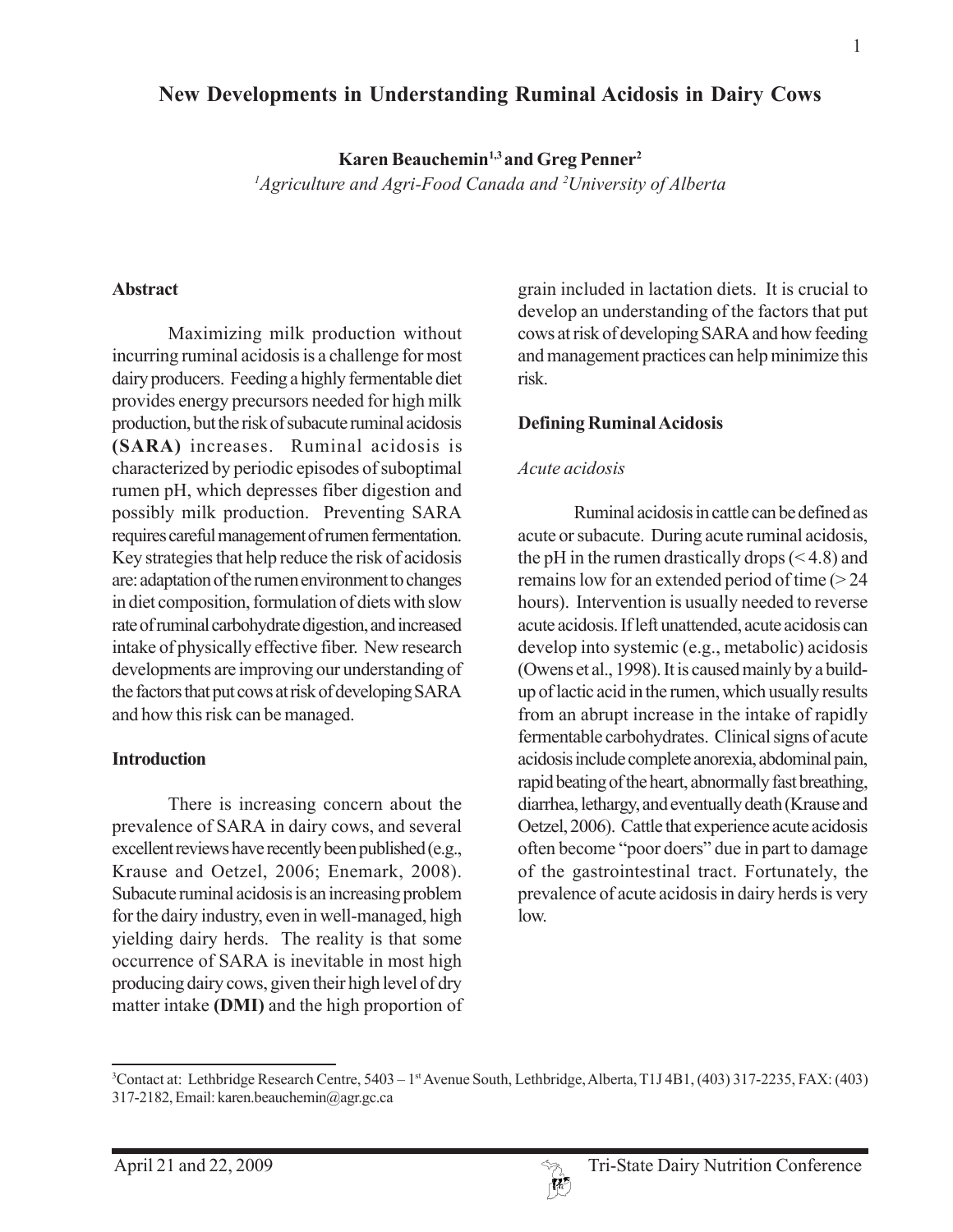# New Developments in Understanding Ruminal Acidosis in Dairy Cows

**Karen Beauchemin[1,3] and Greg Penner[2]**

*[1]Agriculture and Agri-Food Canada and [2]University of Alberta*

## Abstract

Maximizing milk production without incurring ruminal acidosis is a challenge for most dairy producers. Feeding a highly fermentable diet provides energy precursors needed for high milk production, but the risk of subacute ruminal acidosis **(SARA)** increases. Ruminal acidosis is characterized by periodic episodes of suboptimal rumen pH, which depresses fiber digestion and possibly milk production. Preventing SARA requires careful management of rumen fermentation. Key strategies that help reduce the risk of acidosis are: adaptation of the rumen environment to changes in diet composition, formulation of diets with slow rate of ruminal carbohydrate digestion, and increased intake of physically effective fiber. New research developments are improving our understanding of the factors that put cows at risk of developing SARA and how this risk can be managed.

## Introduction

There is increasing concern about the prevalence of SARA in dairy cows, and several excellent reviews have recently been published (e.g., Krause and Oetzel, 2006; Enemark, 2008). Subacute ruminal acidosis is an increasing problem for the dairy industry, even in well-managed, high yielding dairy herds. The reality is that some occurrence of SARA is inevitable in most high producing dairy cows, given their high level of dry matter intake **(DMI)** and the high proportion of grain included in lactation diets. It is crucial to develop an understanding of the factors that put cows at risk of developing SARA and how feeding and management practices can help minimize this risk.

## Defining Ruminal Acidosis

### *Acute acidosis*

Ruminal acidosis in cattle can be defined as acute or subacute. During acute ruminal acidosis, the pH in the rumen drastically drops (< 4.8) and remains low for an extended period of time (> 24 hours). Intervention is usually needed to reverse acute acidosis. If left unattended, acute acidosis can develop into systemic (e.g., metabolic) acidosis (Owens et al., 1998). It is caused mainly by a build-up of lactic acid in the rumen, which usually results from an abrupt increase in the intake of rapidly fermentable carbohydrates. Clinical signs of acute acidosis include complete anorexia, abdominal pain, rapid beating of the heart, abnormally fast breathing, diarrhea, lethargy, and eventually death (Krause and Oetzel, 2006). Cattle that experience acute acidosis often become "poor doers" due in part to damage of the gastrointestinal tract. Fortunately, the prevalence of acute acidosis in dairy herds is very low.

---

[3]Contact at: Lethbridge Research Centre, 5403 – 1st Avenue South, Lethbridge, Alberta, T1J 4B1, (403) 317-2235, FAX: (403) 317-2182, Email: karen.beauchemin@agr.gc.ca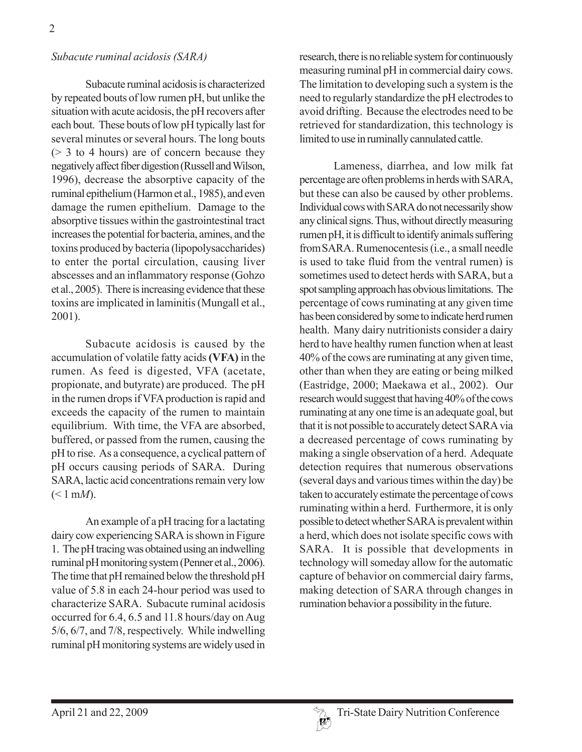### *Subacute ruminal acidosis (SARA)*

Subacute ruminal acidosis is characterized by repeated bouts of low rumen pH, but unlike the situation with acute acidosis, the pH recovers after each bout. These bouts of low pH typically last for several minutes or several hours. The long bouts (> 3 to 4 hours) are of concern because they negatively affect fiber digestion (Russell and Wilson, 1996), decrease the absorptive capacity of the ruminal epithelium (Harmon et al., 1985), and even damage the rumen epithelium. Damage to the absorptive tissues within the gastrointestinal tract increases the potential for bacteria, amines, and the toxins produced by bacteria (lipopolysaccharides) to enter the portal circulation, causing liver abscesses and an inflammatory response (Gohzo et al., 2005). There is increasing evidence that these toxins are implicated in laminitis (Mungall et al., 2001).

Subacute acidosis is caused by the accumulation of volatile fatty acids **(VFA)** in the rumen. As feed is digested, VFA (acetate, propionate, and butyrate) are produced. The pH in the rumen drops if VFA production is rapid and exceeds the capacity of the rumen to maintain equilibrium. With time, the VFA are absorbed, buffered, or passed from the rumen, causing the pH to rise. As a consequence, a cyclical pattern of pH occurs causing periods of SARA. During SARA, lactic acid concentrations remain very low (< 1 m*M*).

An example of a pH tracing for a lactating dairy cow experiencing SARA is shown in Figure 1. The pH tracing was obtained using an indwelling ruminal pH monitoring system (Penner et al., 2006). The time that pH remained below the threshold pH value of 5.8 in each 24-hour period was used to characterize SARA. Subacute ruminal acidosis occurred for 6.4, 6.5 and 11.8 hours/day on Aug 5/6, 6/7, and 7/8, respectively. While indwelling ruminal pH monitoring systems are widely used in research, there is no reliable system for continuously measuring ruminal pH in commercial dairy cows. The limitation to developing such a system is the need to regularly standardize the pH electrodes to avoid drifting. Because the electrodes need to be retrieved for standardization, this technology is limited to use in ruminally cannulated cattle.

Lameness, diarrhea, and low milk fat percentage are often problems in herds with SARA, but these can also be caused by other problems. Individual cows with SARA do not necessarily show any clinical signs. Thus, without directly measuring rumen pH, it is difficult to identify animals suffering from SARA. Rumenocentesis (i.e., a small needle is used to take fluid from the ventral rumen) is sometimes used to detect herds with SARA, but a spot sampling approach has obvious limitations. The percentage of cows ruminating at any given time has been considered by some to indicate herd rumen health. Many dairy nutritionists consider a dairy herd to have healthy rumen function when at least 40% of the cows are ruminating at any given time, other than when they are eating or being milked (Eastridge, 2000; Maekawa et al., 2002). Our research would suggest that having 40% of the cows ruminating at any one time is an adequate goal, but that it is not possible to accurately detect SARA via a decreased percentage of cows ruminating by making a single observation of a herd. Adequate detection requires that numerous observations (several days and various times within the day) be taken to accurately estimate the percentage of cows ruminating within a herd. Furthermore, it is only possible to detect whether SARA is prevalent within a herd, which does not isolate specific cows with SARA. It is possible that developments in technology will someday allow for the automatic capture of behavior on commercial dairy farms, making detection of SARA through changes in rumination behavior a possibility in the future.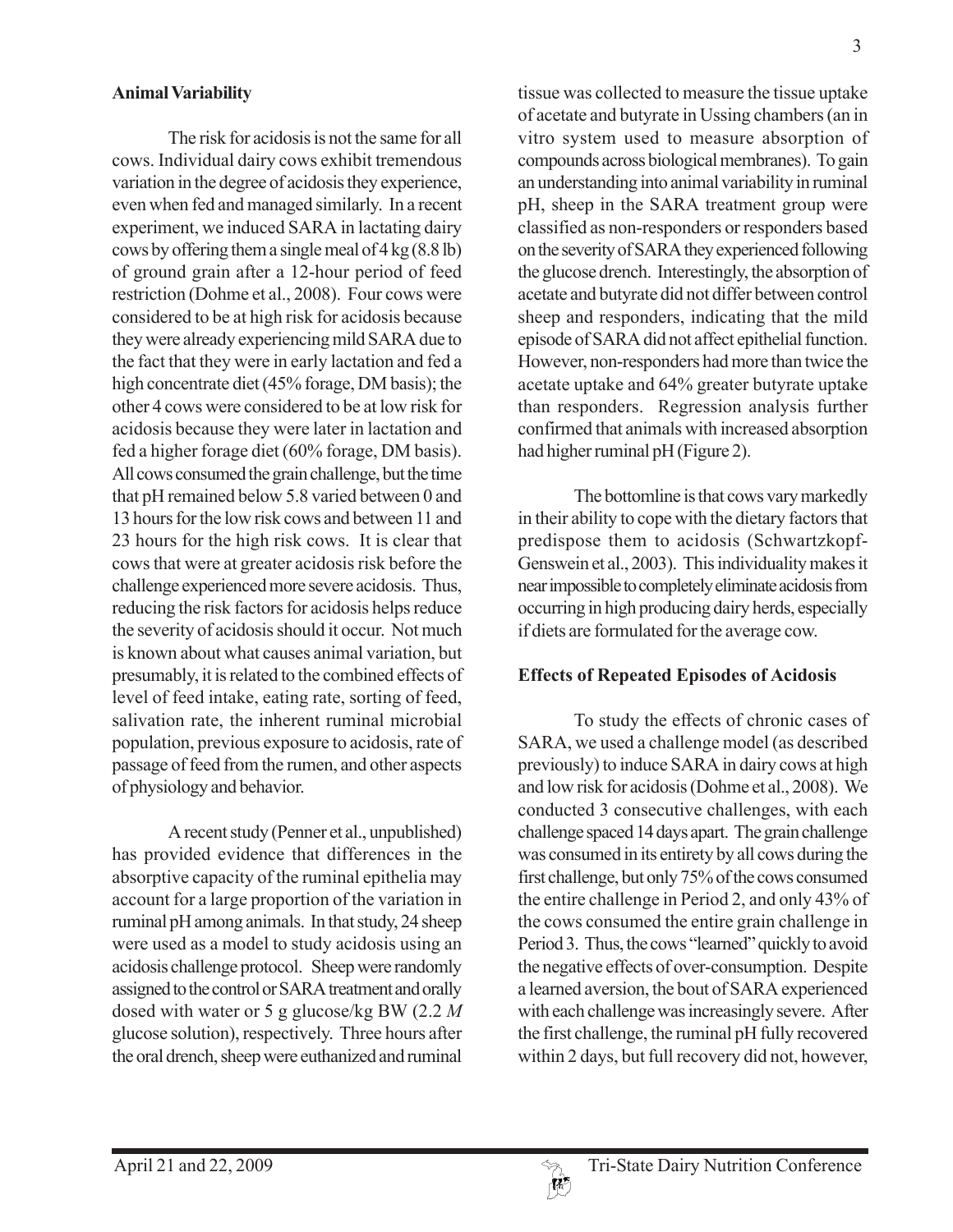**Animal Variability**

The risk for acidosis is not the same for all cows. Individual dairy cows exhibit tremendous variation in the degree of acidosis they experience, even when fed and managed similarly. In a recent experiment, we induced SARA in lactating dairy cows by offering them a single meal of 4 kg (8.8 lb) of ground grain after a 12-hour period of feed restriction (Dohme et al., 2008). Four cows were considered to be at high risk for acidosis because they were already experiencing mild SARA due to the fact that they were in early lactation and fed a high concentrate diet (45% forage, DM basis); the other 4 cows were considered to be at low risk for acidosis because they were later in lactation and fed a higher forage diet (60% forage, DM basis). All cows consumed the grain challenge, but the time that pH remained below 5.8 varied between 0 and 13 hours for the low risk cows and between 11 and 23 hours for the high risk cows. It is clear that cows that were at greater acidosis risk before the challenge experienced more severe acidosis. Thus, reducing the risk factors for acidosis helps reduce the severity of acidosis should it occur. Not much is known about what causes animal variation, but presumably, it is related to the combined effects of level of feed intake, eating rate, sorting of feed, salivation rate, the inherent ruminal microbial population, previous exposure to acidosis, rate of passage of feed from the rumen, and other aspects of physiology and behavior.

A recent study (Penner et al., unpublished) has provided evidence that differences in the absorptive capacity of the ruminal epithelia may account for a large proportion of the variation in ruminal pH among animals. In that study, 24 sheep were used as a model to study acidosis using an acidosis challenge protocol. Sheep were randomly assigned to the control or SARA treatment and orally dosed with water or 5 g glucose/kg BW (2.2 *M* glucose solution), respectively. Three hours after the oral drench, sheep were euthanized and ruminal tissue was collected to measure the tissue uptake of acetate and butyrate in Ussing chambers (an in vitro system used to measure absorption of compounds across biological membranes). To gain an understanding into animal variability in ruminal pH, sheep in the SARA treatment group were classified as non-responders or responders based on the severity of SARA they experienced following the glucose drench. Interestingly, the absorption of acetate and butyrate did not differ between control sheep and responders, indicating that the mild episode of SARA did not affect epithelial function. However, non-responders had more than twice the acetate uptake and 64% greater butyrate uptake than responders. Regression analysis further confirmed that animals with increased absorption had higher ruminal pH (Figure 2).

The bottomline is that cows vary markedly in their ability to cope with the dietary factors that predispose them to acidosis (Schwartzkopf-Genswein et al., 2003). This individuality makes it near impossible to completely eliminate acidosis from occurring in high producing dairy herds, especially if diets are formulated for the average cow.

**Effects of Repeated Episodes of Acidosis**

To study the effects of chronic cases of SARA, we used a challenge model (as described previously) to induce SARA in dairy cows at high and low risk for acidosis (Dohme et al., 2008). We conducted 3 consecutive challenges, with each challenge spaced 14 days apart. The grain challenge was consumed in its entirety by all cows during the first challenge, but only 75% of the cows consumed the entire challenge in Period 2, and only 43% of the cows consumed the entire grain challenge in Period 3. Thus, the cows "learned" quickly to avoid the negative effects of over-consumption. Despite a learned aversion, the bout of SARA experienced with each challenge was increasingly severe. After the first challenge, the ruminal pH fully recovered within 2 days, but full recovery did not, however,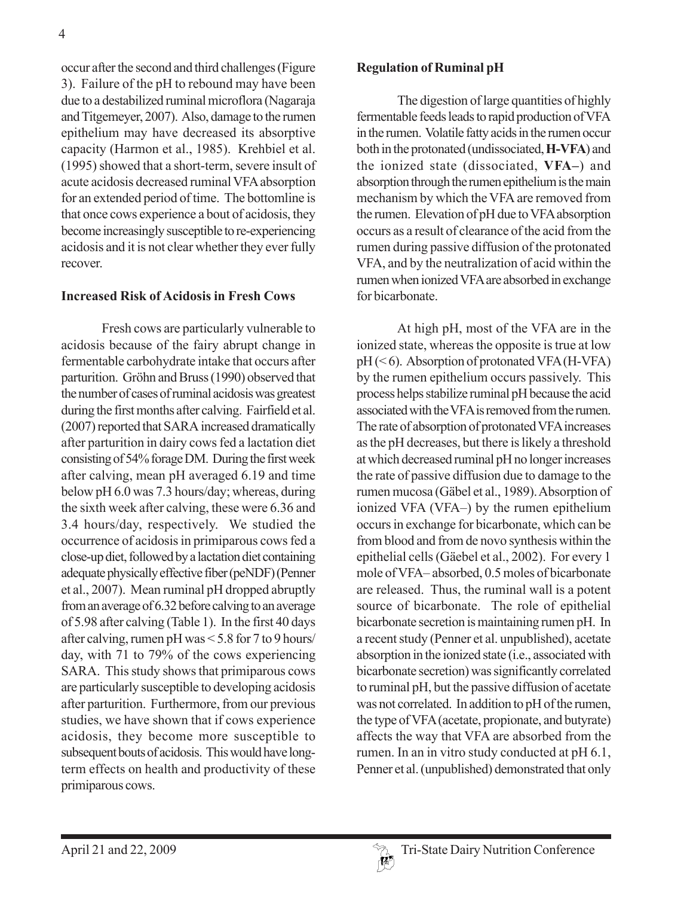occur after the second and third challenges (Figure 3). Failure of the pH to rebound may have been due to a destabilized ruminal microflora (Nagaraja and Titgemeyer, 2007). Also, damage to the rumen epithelium may have decreased its absorptive capacity (Harmon et al., 1985). Krehbiel et al. (1995) showed that a short-term, severe insult of acute acidosis decreased ruminal VFA absorption for an extended period of time. The bottomline is that once cows experience a bout of acidosis, they become increasingly susceptible to re-experiencing acidosis and it is not clear whether they ever fully recover.

**Increased Risk of Acidosis in Fresh Cows**

Fresh cows are particularly vulnerable to acidosis because of the fairy abrupt change in fermentable carbohydrate intake that occurs after parturition. Gröhn and Bruss (1990) observed that the number of cases of ruminal acidosis was greatest during the first months after calving. Fairfield et al. (2007) reported that SARA increased dramatically after parturition in dairy cows fed a lactation diet consisting of 54% forage DM. During the first week after calving, mean pH averaged 6.19 and time below pH 6.0 was 7.3 hours/day; whereas, during the sixth week after calving, these were 6.36 and 3.4 hours/day, respectively. We studied the occurrence of acidosis in primiparous cows fed a close-up diet, followed by a lactation diet containing adequate physically effective fiber (peNDF) (Penner et al., 2007). Mean ruminal pH dropped abruptly from an average of 6.32 before calving to an average of 5.98 after calving (Table 1). In the first 40 days after calving, rumen pH was < 5.8 for 7 to 9 hours/day, with 71 to 79% of the cows experiencing SARA. This study shows that primiparous cows are particularly susceptible to developing acidosis after parturition. Furthermore, from our previous studies, we have shown that if cows experience acidosis, they become more susceptible to subsequent bouts of acidosis. This would have long-term effects on health and productivity of these primiparous cows.

**Regulation of Ruminal pH**

The digestion of large quantities of highly fermentable feeds leads to rapid production of VFA in the rumen. Volatile fatty acids in the rumen occur both in the protonated (undissociated, **H-VFA**) and the ionized state (dissociated, **VFA–**) and absorption through the rumen epithelium is the main mechanism by which the VFA are removed from the rumen. Elevation of pH due to VFA absorption occurs as a result of clearance of the acid from the rumen during passive diffusion of the protonated VFA, and by the neutralization of acid within the rumen when ionized VFA are absorbed in exchange for bicarbonate.

At high pH, most of the VFA are in the ionized state, whereas the opposite is true at low pH (< 6). Absorption of protonated VFA (H-VFA) by the rumen epithelium occurs passively. This process helps stabilize ruminal pH because the acid associated with the VFA is removed from the rumen. The rate of absorption of protonated VFA increases as the pH decreases, but there is likely a threshold at which decreased ruminal pH no longer increases the rate of passive diffusion due to damage to the rumen mucosa (Gäbel et al., 1989). Absorption of ionized VFA (VFA–) by the rumen epithelium occurs in exchange for bicarbonate, which can be from blood and from de novo synthesis within the epithelial cells (Gäebel et al., 2002). For every 1 mole of VFA– absorbed, 0.5 moles of bicarbonate are released. Thus, the ruminal wall is a potent source of bicarbonate. The role of epithelial bicarbonate secretion is maintaining rumen pH. In a recent study (Penner et al. unpublished), acetate absorption in the ionized state (i.e., associated with bicarbonate secretion) was significantly correlated to ruminal pH, but the passive diffusion of acetate was not correlated. In addition to pH of the rumen, the type of VFA (acetate, propionate, and butyrate) affects the way that VFA are absorbed from the rumen. In an in vitro study conducted at pH 6.1, Penner et al. (unpublished) demonstrated that only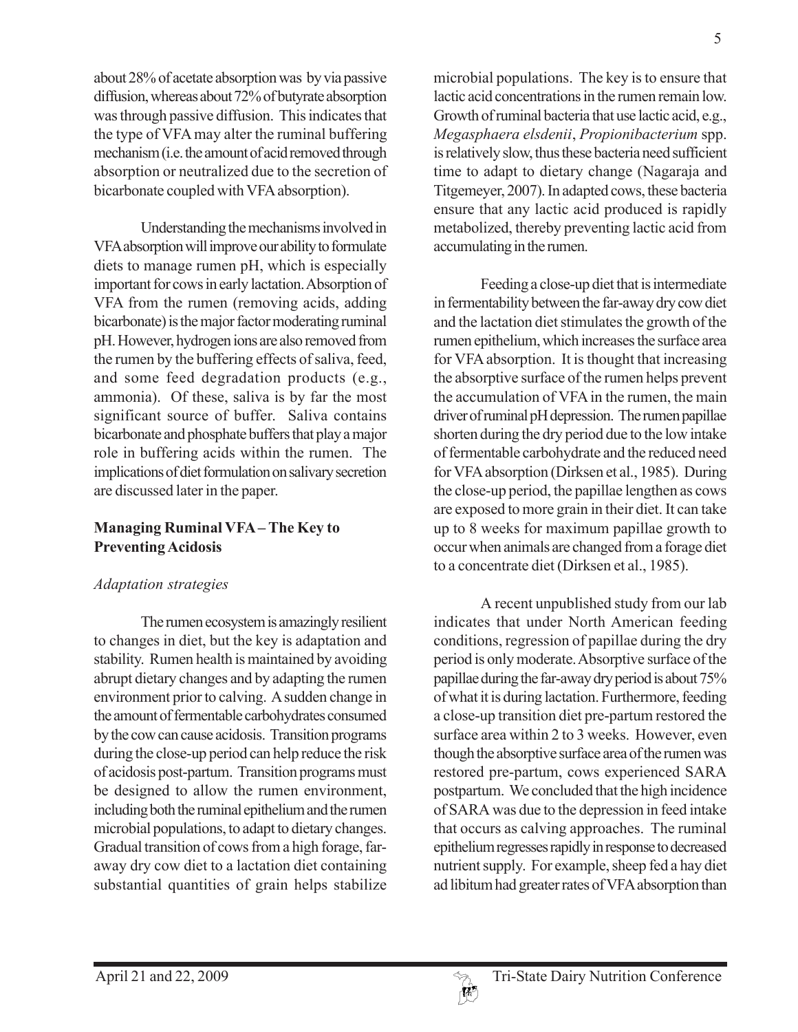about 28% of acetate absorption was by via passive diffusion, whereas about 72% of butyrate absorption was through passive diffusion. This indicates that the type of VFA may alter the ruminal buffering mechanism (i.e. the amount of acid removed through absorption or neutralized due to the secretion of bicarbonate coupled with VFA absorption).

Understanding the mechanisms involved in VFA absorption will improve our ability to formulate diets to manage rumen pH, which is especially important for cows in early lactation. Absorption of VFA from the rumen (removing acids, adding bicarbonate) is the major factor moderating ruminal pH. However, hydrogen ions are also removed from the rumen by the buffering effects of saliva, feed, and some feed degradation products (e.g., ammonia). Of these, saliva is by far the most significant source of buffer. Saliva contains bicarbonate and phosphate buffers that play a major role in buffering acids within the rumen. The implications of diet formulation on salivary secretion are discussed later in the paper.

## Managing Ruminal VFA – The Key to Preventing Acidosis

### *Adaptation strategies*

The rumen ecosystem is amazingly resilient to changes in diet, but the key is adaptation and stability. Rumen health is maintained by avoiding abrupt dietary changes and by adapting the rumen environment prior to calving. A sudden change in the amount of fermentable carbohydrates consumed by the cow can cause acidosis. Transition programs during the close-up period can help reduce the risk of acidosis post-partum. Transition programs must be designed to allow the rumen environment, including both the ruminal epithelium and the rumen microbial populations, to adapt to dietary changes. Gradual transition of cows from a high forage, far-away dry cow diet to a lactation diet containing substantial quantities of grain helps stabilize microbial populations. The key is to ensure that lactic acid concentrations in the rumen remain low. Growth of ruminal bacteria that use lactic acid, e.g., *Megasphaera elsdenii*, *Propionibacterium* spp. is relatively slow, thus these bacteria need sufficient time to adapt to dietary change (Nagaraja and Titgemeyer, 2007). In adapted cows, these bacteria ensure that any lactic acid produced is rapidly metabolized, thereby preventing lactic acid from accumulating in the rumen.

Feeding a close-up diet that is intermediate in fermentability between the far-away dry cow diet and the lactation diet stimulates the growth of the rumen epithelium, which increases the surface area for VFA absorption. It is thought that increasing the absorptive surface of the rumen helps prevent the accumulation of VFA in the rumen, the main driver of ruminal pH depression. The rumen papillae shorten during the dry period due to the low intake of fermentable carbohydrate and the reduced need for VFA absorption (Dirksen et al., 1985). During the close-up period, the papillae lengthen as cows are exposed to more grain in their diet. It can take up to 8 weeks for maximum papillae growth to occur when animals are changed from a forage diet to a concentrate diet (Dirksen et al., 1985).

A recent unpublished study from our lab indicates that under North American feeding conditions, regression of papillae during the dry period is only moderate. Absorptive surface of the papillae during the far-away dry period is about 75% of what it is during lactation. Furthermore, feeding a close-up transition diet pre-partum restored the surface area within 2 to 3 weeks. However, even though the absorptive surface area of the rumen was restored pre-partum, cows experienced SARA postpartum. We concluded that the high incidence of SARA was due to the depression in feed intake that occurs as calving approaches. The ruminal epithelium regresses rapidly in response to decreased nutrient supply. For example, sheep fed a hay diet ad libitum had greater rates of VFA absorption than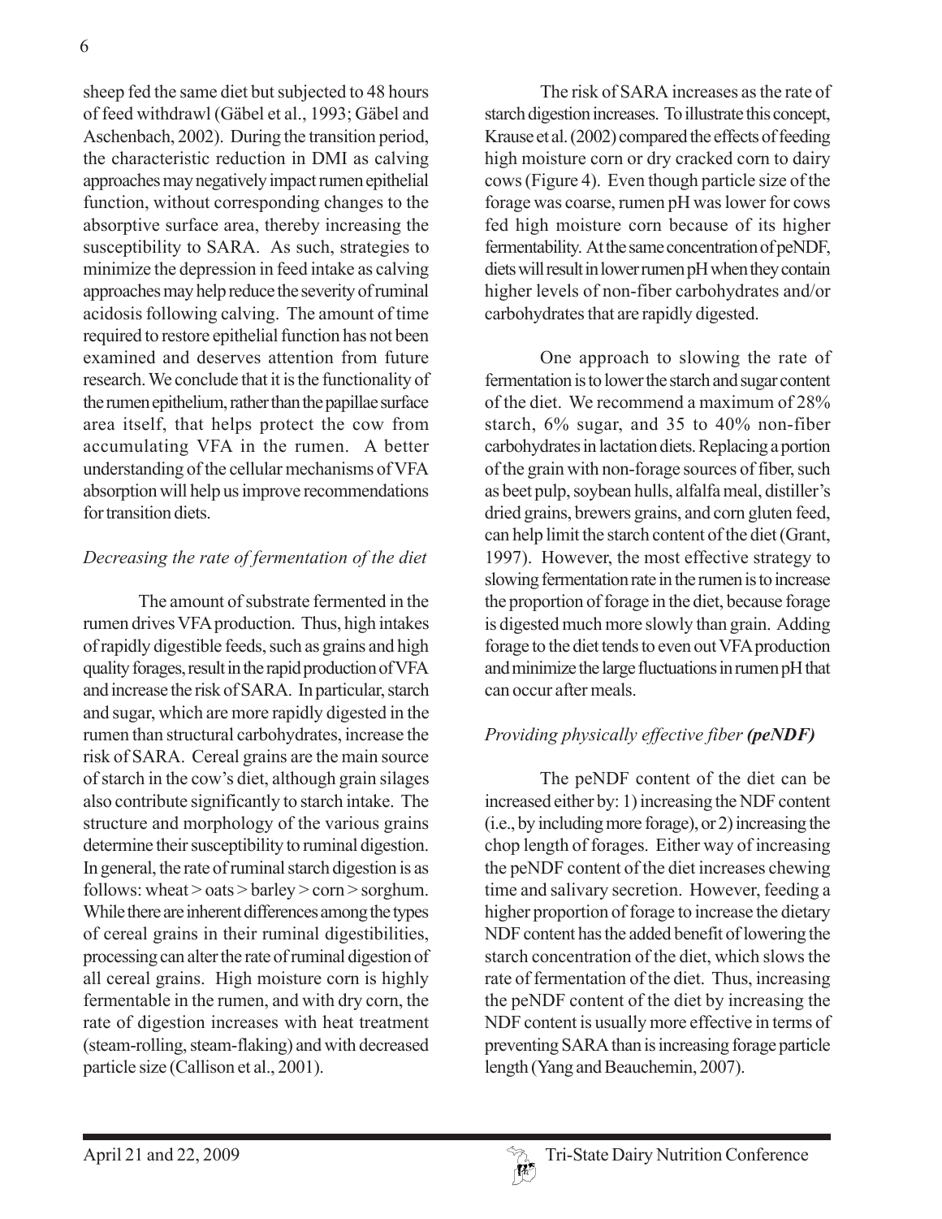sheep fed the same diet but subjected to 48 hours of feed withdrawl (Gäbel et al., 1993; Gäbel and Aschenbach, 2002). During the transition period, the characteristic reduction in DMI as calving approaches may negatively impact rumen epithelial function, without corresponding changes to the absorptive surface area, thereby increasing the susceptibility to SARA. As such, strategies to minimize the depression in feed intake as calving approaches may help reduce the severity of ruminal acidosis following calving. The amount of time required to restore epithelial function has not been examined and deserves attention from future research. We conclude that it is the functionality of the rumen epithelium, rather than the papillae surface area itself, that helps protect the cow from accumulating VFA in the rumen. A better understanding of the cellular mechanisms of VFA absorption will help us improve recommendations for transition diets.

### *Decreasing the rate of fermentation of the diet*

The amount of substrate fermented in the rumen drives VFA production. Thus, high intakes of rapidly digestible feeds, such as grains and high quality forages, result in the rapid production of VFA and increase the risk of SARA. In particular, starch and sugar, which are more rapidly digested in the rumen than structural carbohydrates, increase the risk of SARA. Cereal grains are the main source of starch in the cow's diet, although grain silages also contribute significantly to starch intake. The structure and morphology of the various grains determine their susceptibility to ruminal digestion. In general, the rate of ruminal starch digestion is as follows: wheat > oats > barley > corn > sorghum. While there are inherent differences among the types of cereal grains in their ruminal digestibilities, processing can alter the rate of ruminal digestion of all cereal grains. High moisture corn is highly fermentable in the rumen, and with dry corn, the rate of digestion increases with heat treatment (steam-rolling, steam-flaking) and with decreased particle size (Callison et al., 2001).

The risk of SARA increases as the rate of starch digestion increases. To illustrate this concept, Krause et al. (2002) compared the effects of feeding high moisture corn or dry cracked corn to dairy cows (Figure 4). Even though particle size of the forage was coarse, rumen pH was lower for cows fed high moisture corn because of its higher fermentability. At the same concentration of peNDF, diets will result in lower rumen pH when they contain higher levels of non-fiber carbohydrates and/or carbohydrates that are rapidly digested.

One approach to slowing the rate of fermentation is to lower the starch and sugar content of the diet. We recommend a maximum of 28% starch, 6% sugar, and 35 to 40% non-fiber carbohydrates in lactation diets. Replacing a portion of the grain with non-forage sources of fiber, such as beet pulp, soybean hulls, alfalfa meal, distiller's dried grains, brewers grains, and corn gluten feed, can help limit the starch content of the diet (Grant, 1997). However, the most effective strategy to slowing fermentation rate in the rumen is to increase the proportion of forage in the diet, because forage is digested much more slowly than grain. Adding forage to the diet tends to even out VFA production and minimize the large fluctuations in rumen pH that can occur after meals.

### *Providing physically effective fiber* ***(peNDF)***

The peNDF content of the diet can be increased either by: 1) increasing the NDF content (i.e., by including more forage), or 2) increasing the chop length of forages. Either way of increasing the peNDF content of the diet increases chewing time and salivary secretion. However, feeding a higher proportion of forage to increase the dietary NDF content has the added benefit of lowering the starch concentration of the diet, which slows the rate of fermentation of the diet. Thus, increasing the peNDF content of the diet by increasing the NDF content is usually more effective in terms of preventing SARA than is increasing forage particle length (Yang and Beauchemin, 2007).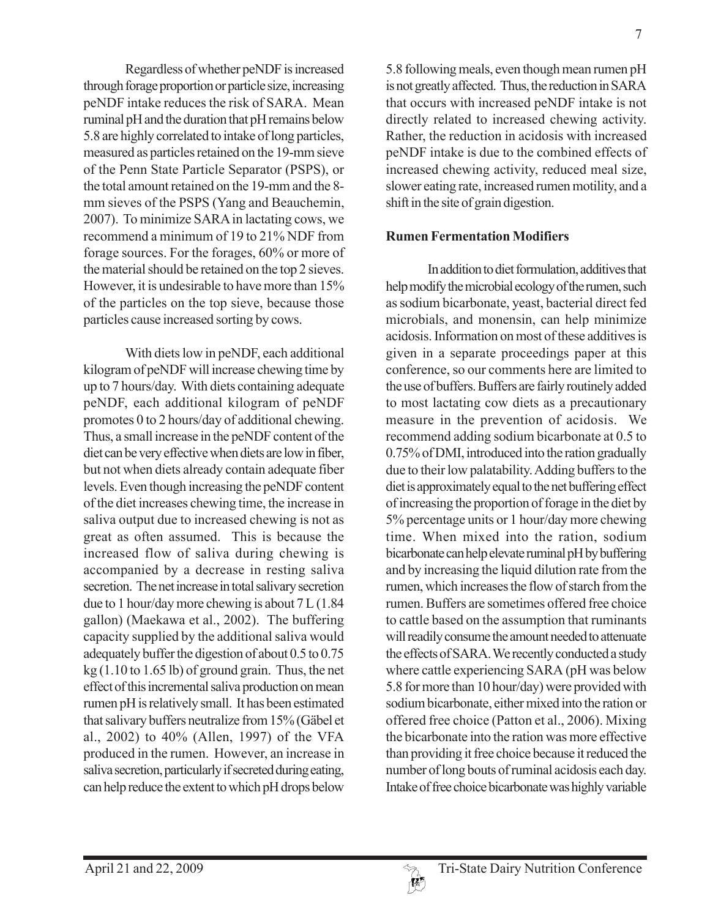Regardless of whether peNDF is increased through forage proportion or particle size, increasing peNDF intake reduces the risk of SARA. Mean ruminal pH and the duration that pH remains below 5.8 are highly correlated to intake of long particles, measured as particles retained on the 19-mm sieve of the Penn State Particle Separator (PSPS), or the total amount retained on the 19-mm and the 8-mm sieves of the PSPS (Yang and Beauchemin, 2007). To minimize SARA in lactating cows, we recommend a minimum of 19 to 21% NDF from forage sources. For the forages, 60% or more of the material should be retained on the top 2 sieves. However, it is undesirable to have more than 15% of the particles on the top sieve, because those particles cause increased sorting by cows.

With diets low in peNDF, each additional kilogram of peNDF will increase chewing time by up to 7 hours/day. With diets containing adequate peNDF, each additional kilogram of peNDF promotes 0 to 2 hours/day of additional chewing. Thus, a small increase in the peNDF content of the diet can be very effective when diets are low in fiber, but not when diets already contain adequate fiber levels. Even though increasing the peNDF content of the diet increases chewing time, the increase in saliva output due to increased chewing is not as great as often assumed. This is because the increased flow of saliva during chewing is accompanied by a decrease in resting saliva secretion. The net increase in total salivary secretion due to 1 hour/day more chewing is about 7 L (1.84 gallon) (Maekawa et al., 2002). The buffering capacity supplied by the additional saliva would adequately buffer the digestion of about 0.5 to 0.75 kg (1.10 to 1.65 lb) of ground grain. Thus, the net effect of this incremental saliva production on mean rumen pH is relatively small. It has been estimated that salivary buffers neutralize from 15% (Gäbel et al., 2002) to 40% (Allen, 1997) of the VFA produced in the rumen. However, an increase in saliva secretion, particularly if secreted during eating, can help reduce the extent to which pH drops below 5.8 following meals, even though mean rumen pH is not greatly affected. Thus, the reduction in SARA that occurs with increased peNDF intake is not directly related to increased chewing activity. Rather, the reduction in acidosis with increased peNDF intake is due to the combined effects of increased chewing activity, reduced meal size, slower eating rate, increased rumen motility, and a shift in the site of grain digestion.

**Rumen Fermentation Modifiers**

In addition to diet formulation, additives that help modify the microbial ecology of the rumen, such as sodium bicarbonate, yeast, bacterial direct fed microbials, and monensin, can help minimize acidosis. Information on most of these additives is given in a separate proceedings paper at this conference, so our comments here are limited to the use of buffers. Buffers are fairly routinely added to most lactating cow diets as a precautionary measure in the prevention of acidosis. We recommend adding sodium bicarbonate at 0.5 to 0.75% of DMI, introduced into the ration gradually due to their low palatability. Adding buffers to the diet is approximately equal to the net buffering effect of increasing the proportion of forage in the diet by 5% percentage units or 1 hour/day more chewing time. When mixed into the ration, sodium bicarbonate can help elevate ruminal pH by buffering and by increasing the liquid dilution rate from the rumen, which increases the flow of starch from the rumen. Buffers are sometimes offered free choice to cattle based on the assumption that ruminants will readily consume the amount needed to attenuate the effects of SARA. We recently conducted a study where cattle experiencing SARA (pH was below 5.8 for more than 10 hour/day) were provided with sodium bicarbonate, either mixed into the ration or offered free choice (Patton et al., 2006). Mixing the bicarbonate into the ration was more effective than providing it free choice because it reduced the number of long bouts of ruminal acidosis each day. Intake of free choice bicarbonate was highly variable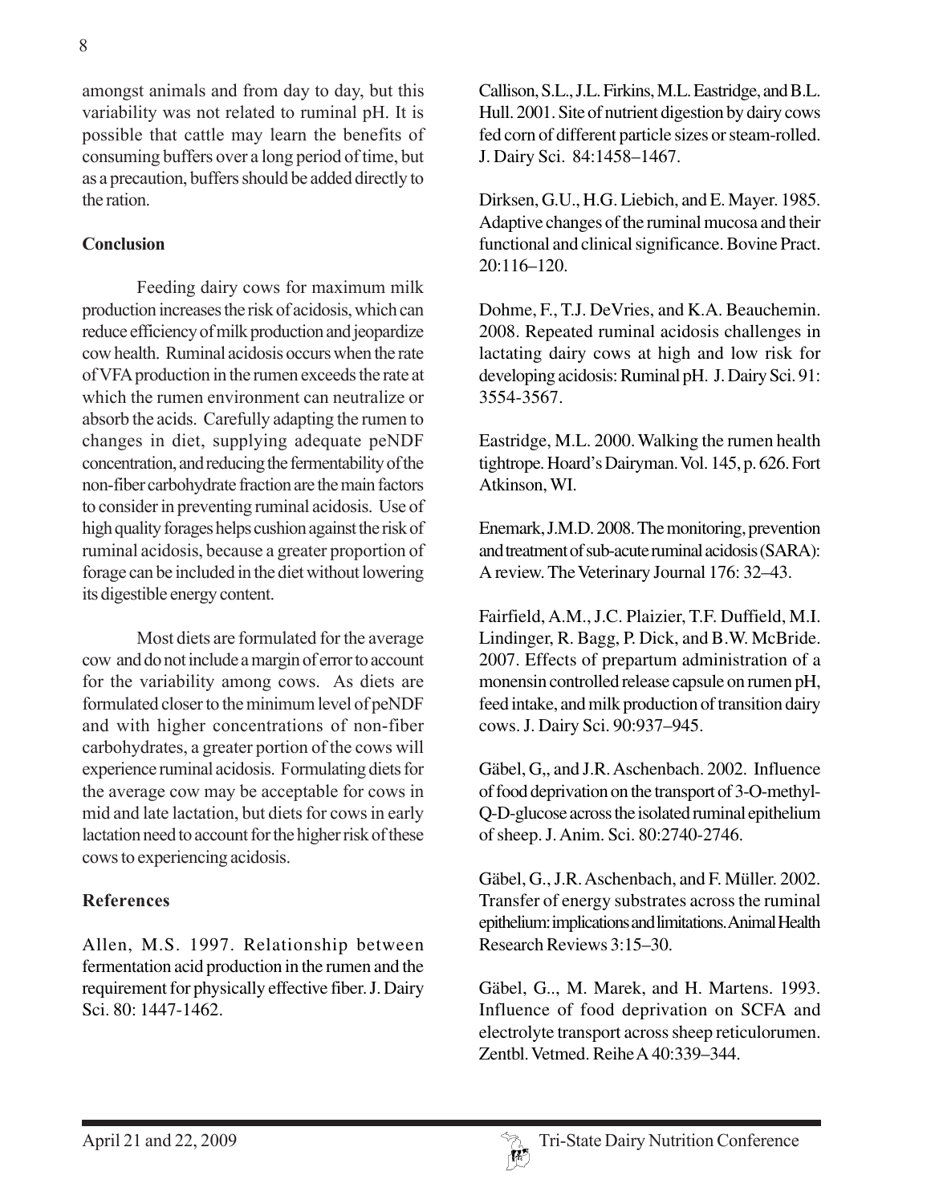amongst animals and from day to day, but this variability was not related to ruminal pH. It is possible that cattle may learn the benefits of consuming buffers over a long period of time, but as a precaution, buffers should be added directly to the ration.

## Conclusion

Feeding dairy cows for maximum milk production increases the risk of acidosis, which can reduce efficiency of milk production and jeopardize cow health. Ruminal acidosis occurs when the rate of VFA production in the rumen exceeds the rate at which the rumen environment can neutralize or absorb the acids. Carefully adapting the rumen to changes in diet, supplying adequate peNDF concentration, and reducing the fermentability of the non-fiber carbohydrate fraction are the main factors to consider in preventing ruminal acidosis. Use of high quality forages helps cushion against the risk of ruminal acidosis, because a greater proportion of forage can be included in the diet without lowering its digestible energy content.

Most diets are formulated for the average cow and do not include a margin of error to account for the variability among cows. As diets are formulated closer to the minimum level of peNDF and with higher concentrations of non-fiber carbohydrates, a greater portion of the cows will experience ruminal acidosis. Formulating diets for the average cow may be acceptable for cows in mid and late lactation, but diets for cows in early lactation need to account for the higher risk of these cows to experiencing acidosis.

## References

Allen, M.S. 1997. Relationship between fermentation acid production in the rumen and the requirement for physically effective fiber. J. Dairy Sci. 80: 1447-1462.

Callison, S.L., J.L. Firkins, M.L. Eastridge, and B.L. Hull. 2001. Site of nutrient digestion by dairy cows fed corn of different particle sizes or steam-rolled. J. Dairy Sci. 84:1458–1467.

Dirksen, G.U., H.G. Liebich, and E. Mayer. 1985. Adaptive changes of the ruminal mucosa and their functional and clinical significance. Bovine Pract. 20:116–120.

Dohme, F., T.J. DeVries, and K.A. Beauchemin. 2008. Repeated ruminal acidosis challenges in lactating dairy cows at high and low risk for developing acidosis: Ruminal pH. J. Dairy Sci. 91: 3554-3567.

Eastridge, M.L. 2000. Walking the rumen health tightrope. Hoard's Dairyman. Vol. 145, p. 626. Fort Atkinson, WI.

Enemark, J.M.D. 2008. The monitoring, prevention and treatment of sub-acute ruminal acidosis (SARA): A review. The Veterinary Journal 176: 32–43.

Fairfield, A.M., J.C. Plaizier, T.F. Duffield, M.I. Lindinger, R. Bagg, P. Dick, and B.W. McBride. 2007. Effects of prepartum administration of a monensin controlled release capsule on rumen pH, feed intake, and milk production of transition dairy cows. J. Dairy Sci. 90:937–945.

Gäbel, G,, and J.R. Aschenbach. 2002. Influence of food deprivation on the transport of 3-O-methyl-Q-D-glucose across the isolated ruminal epithelium of sheep. J. Anim. Sci. 80:2740-2746.

Gäbel, G., J.R. Aschenbach, and F. Müller. 2002. Transfer of energy substrates across the ruminal epithelium: implications and limitations. Animal Health Research Reviews 3:15–30.

Gäbel, G.., M. Marek, and H. Martens. 1993. Influence of food deprivation on SCFA and electrolyte transport across sheep reticulorumen. Zentbl. Vetmed. Reihe A 40:339–344.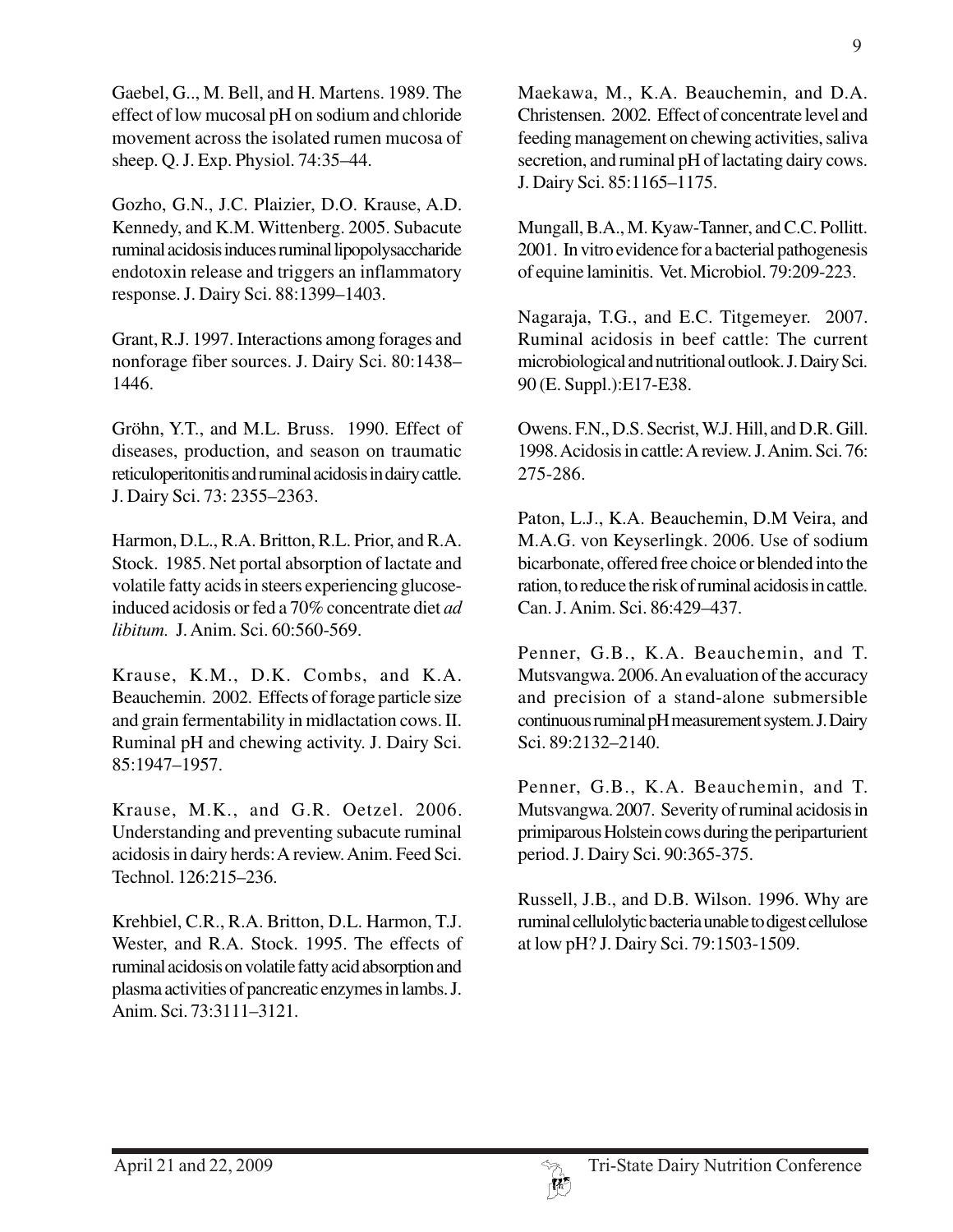Gaebel, G.., M. Bell, and H. Martens. 1989. The effect of low mucosal pH on sodium and chloride movement across the isolated rumen mucosa of sheep. Q. J. Exp. Physiol. 74:35–44.

Gozho, G.N., J.C. Plaizier, D.O. Krause, A.D. Kennedy, and K.M. Wittenberg. 2005. Subacute ruminal acidosis induces ruminal lipopolysaccharide endotoxin release and triggers an inflammatory response. J. Dairy Sci. 88:1399–1403.

Grant, R.J. 1997. Interactions among forages and nonforage fiber sources. J. Dairy Sci. 80:1438–1446.

Gröhn, Y.T., and M.L. Bruss. 1990. Effect of diseases, production, and season on traumatic reticuloperitonitis and ruminal acidosis in dairy cattle. J. Dairy Sci. 73: 2355–2363.

Harmon, D.L., R.A. Britton, R.L. Prior, and R.A. Stock. 1985. Net portal absorption of lactate and volatile fatty acids in steers experiencing glucose-induced acidosis or fed a 70% concentrate diet *ad libitum.* J. Anim. Sci. 60:560-569.

Krause, K.M., D.K. Combs, and K.A. Beauchemin. 2002. Effects of forage particle size and grain fermentability in midlactation cows. II. Ruminal pH and chewing activity. J. Dairy Sci. 85:1947–1957.

Krause, M.K., and G.R. Oetzel. 2006. Understanding and preventing subacute ruminal acidosis in dairy herds: A review. Anim. Feed Sci. Technol. 126:215–236.

Krehbiel, C.R., R.A. Britton, D.L. Harmon, T.J. Wester, and R.A. Stock. 1995. The effects of ruminal acidosis on volatile fatty acid absorption and plasma activities of pancreatic enzymes in lambs. J. Anim. Sci. 73:3111–3121.

Maekawa, M., K.A. Beauchemin, and D.A. Christensen. 2002. Effect of concentrate level and feeding management on chewing activities, saliva secretion, and ruminal pH of lactating dairy cows. J. Dairy Sci. 85:1165–1175.

Mungall, B.A., M. Kyaw-Tanner, and C.C. Pollitt. 2001. In vitro evidence for a bacterial pathogenesis of equine laminitis. Vet. Microbiol. 79:209-223.

Nagaraja, T.G., and E.C. Titgemeyer. 2007. Ruminal acidosis in beef cattle: The current microbiological and nutritional outlook. J. Dairy Sci. 90 (E. Suppl.):E17-E38.

Owens. F.N., D.S. Secrist, W.J. Hill, and D.R. Gill. 1998. Acidosis in cattle: A review. J. Anim. Sci. 76: 275-286.

Paton, L.J., K.A. Beauchemin, D.M Veira, and M.A.G. von Keyserlingk. 2006. Use of sodium bicarbonate, offered free choice or blended into the ration, to reduce the risk of ruminal acidosis in cattle. Can. J. Anim. Sci. 86:429–437.

Penner, G.B., K.A. Beauchemin, and T. Mutsvangwa. 2006. An evaluation of the accuracy and precision of a stand-alone submersible continuous ruminal pH measurement system. J. Dairy Sci. 89:2132–2140.

Penner, G.B., K.A. Beauchemin, and T. Mutsvangwa. 2007. Severity of ruminal acidosis in primiparous Holstein cows during the periparturient period. J. Dairy Sci. 90:365-375.

Russell, J.B., and D.B. Wilson. 1996. Why are ruminal cellulolytic bacteria unable to digest cellulose at low pH? J. Dairy Sci. 79:1503-1509.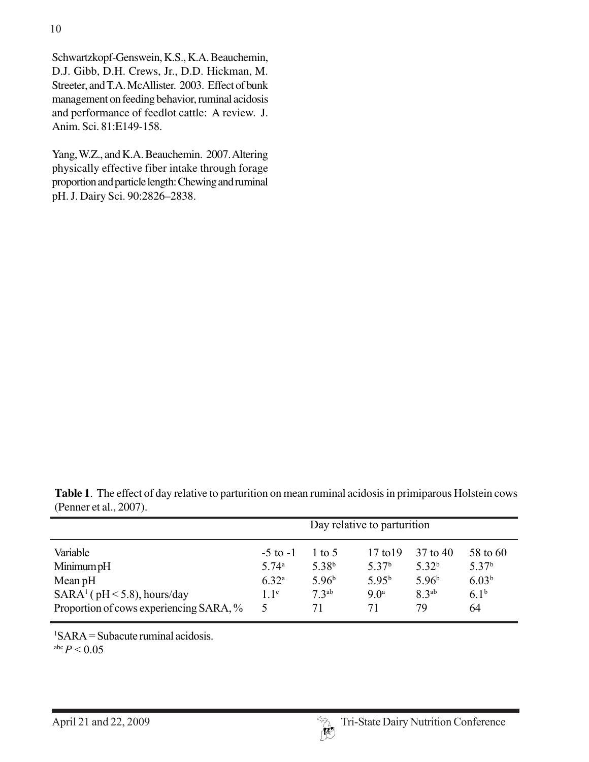Schwartzkopf-Genswein, K.S., K.A. Beauchemin, D.J. Gibb, D.H. Crews, Jr., D.D. Hickman, M. Streeter, and T.A. McAllister. 2003. Effect of bunk management on feeding behavior, ruminal acidosis and performance of feedlot cattle: A review. J. Anim. Sci. 81:E149-158.

Yang, W.Z., and K.A. Beauchemin. 2007. Altering physically effective fiber intake through forage proportion and particle length: Chewing and ruminal pH. J. Dairy Sci. 90:2826–2838.

**Table 1**. The effect of day relative to parturition on mean ruminal acidosis in primiparous Holstein cows (Penner et al., 2007).

| | Day relative to parturition | | | | |
|---|---|---|---|---|---|
| Variable | -5 to -1 | 1 to 5 | 17 to19 | 37 to 40 | 58 to 60 |
| Minimum pH | 5.74[a] | 5.38[b] | 5.37[b] | 5.32[b] | 5.37[b] |
| Mean pH | 6.32[a] | 5.96[b] | 5.95[b] | 5.96[b] | 6.03[b] |
| SARA[1] ( pH < 5.8), hours/day | 1.1[c] | 7.3[ab] | 9.0[a] | 8.3[ab] | 6.1[b] |
| Proportion of cows experiencing SARA, % | 5 | 71 | 71 | 79 | 64 |

[1]SARA = Subacute ruminal acidosis.
[abc] $P < 0.05$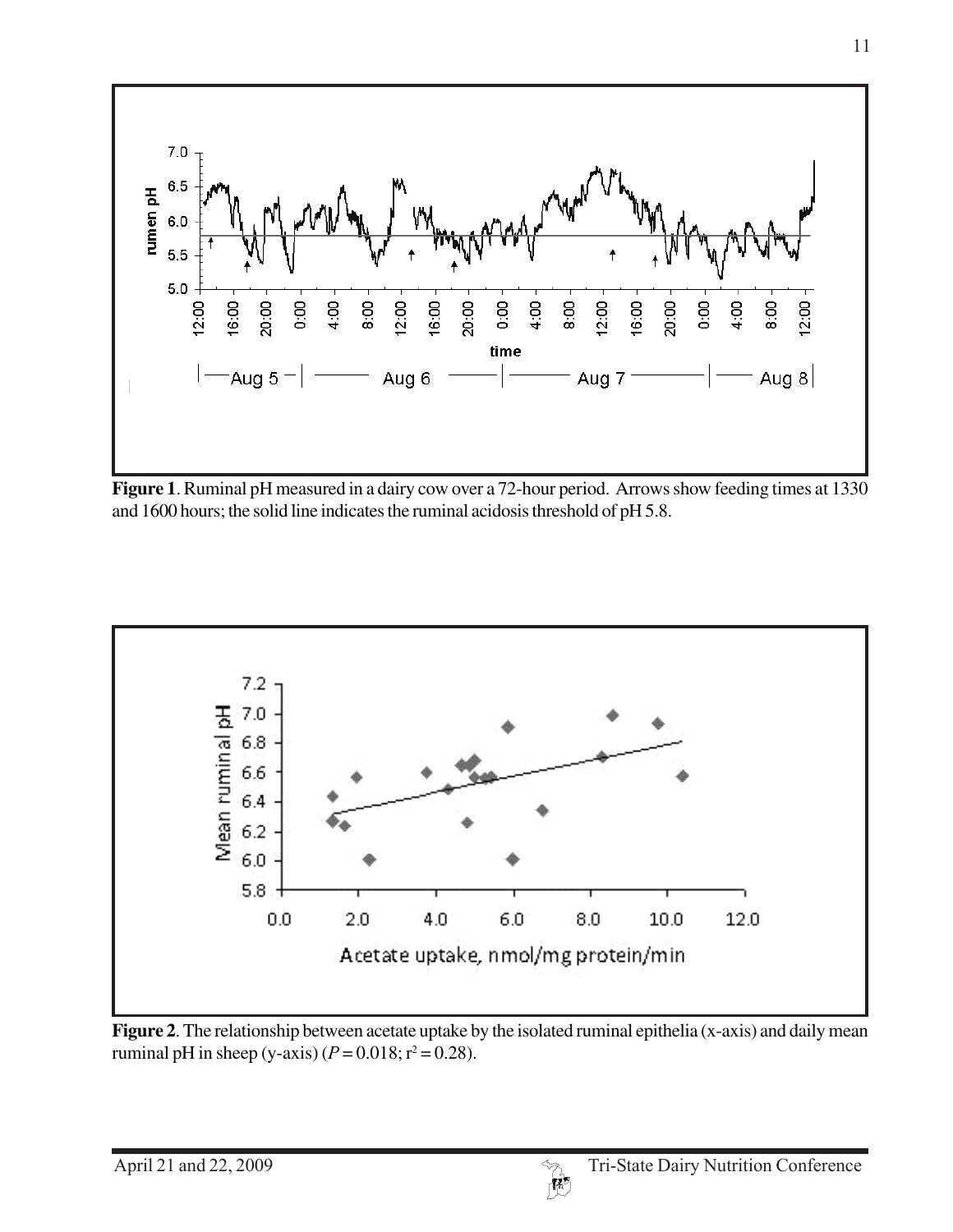**Figure 1**. Ruminal pH measured in a dairy cow over a 72-hour period. Arrows show feeding times at 1330 and 1600 hours; the solid line indicates the ruminal acidosis threshold of pH 5.8.

**Figure 2**. The relationship between acetate uptake by the isolated ruminal epithelia (x-axis) and daily mean ruminal pH in sheep (y-axis) ($P = 0.018$; $r^2 = 0.28$).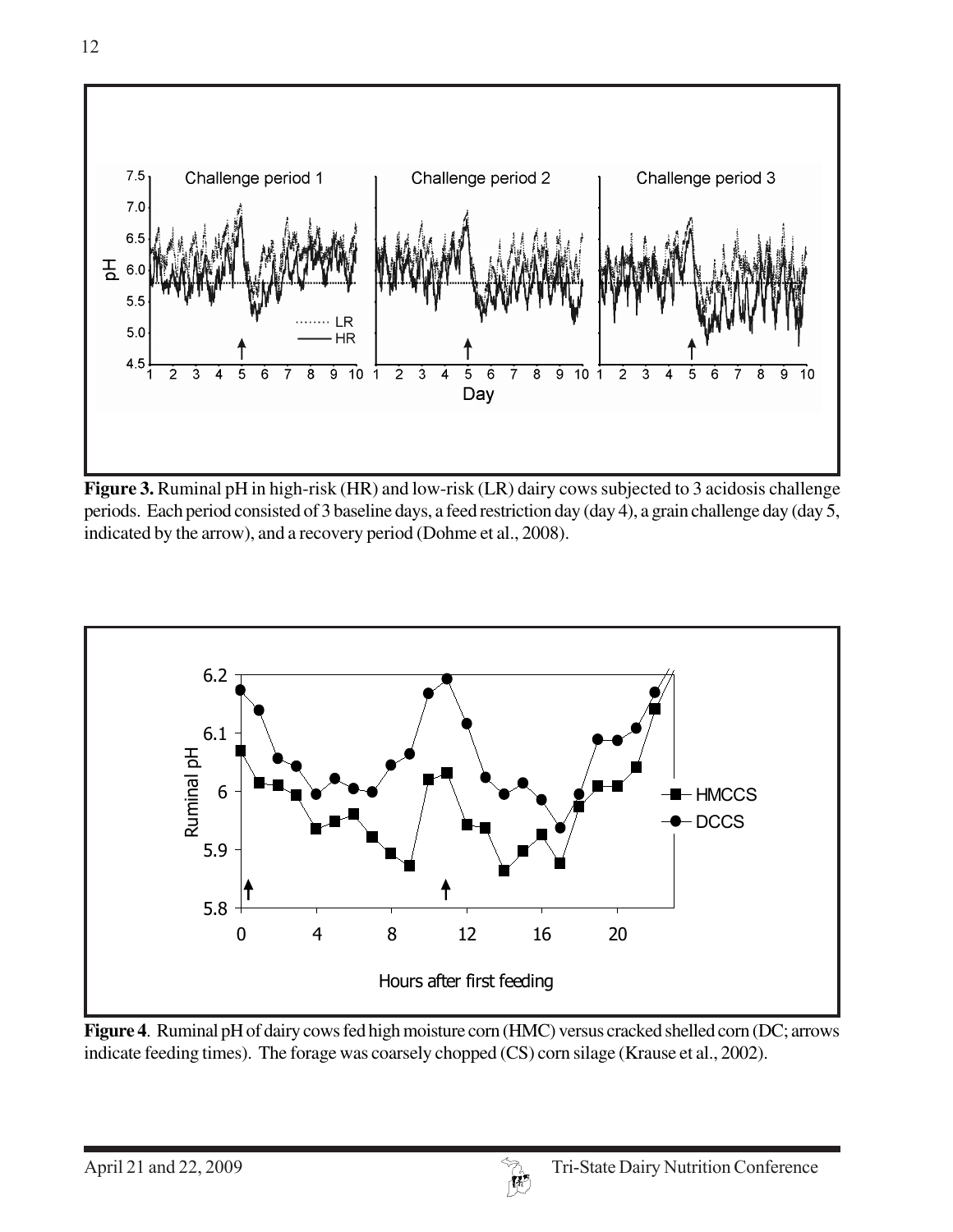Challenge period 1

Challenge period 2

Challenge period 3

7.5
7.0
6.5
6.0
5.5
5.0
4.5

pH

LR
HR

1 2 3 4 5 6 7 8 9 10 1 2 3 4 5 6 7 8 9 10 1 2 3 4 5 6 7 8 9 10

Day

**Figure 3.** Ruminal pH in high-risk (HR) and low-risk (LR) dairy cows subjected to 3 acidosis challenge periods. Each period consisted of 3 baseline days, a feed restriction day (day 4), a grain challenge day (day 5, indicated by the arrow), and a recovery period (Dohme et al., 2008).

6.2
6.1
6
5.9
5.8

Ruminal pH

HMCCS
DCCS

0 4 8 12 16 20

Hours after first feeding

**Figure 4**. Ruminal pH of dairy cows fed high moisture corn (HMC) versus cracked shelled corn (DC; arrows indicate feeding times). The forage was coarsely chopped (CS) corn silage (Krause et al., 2002).